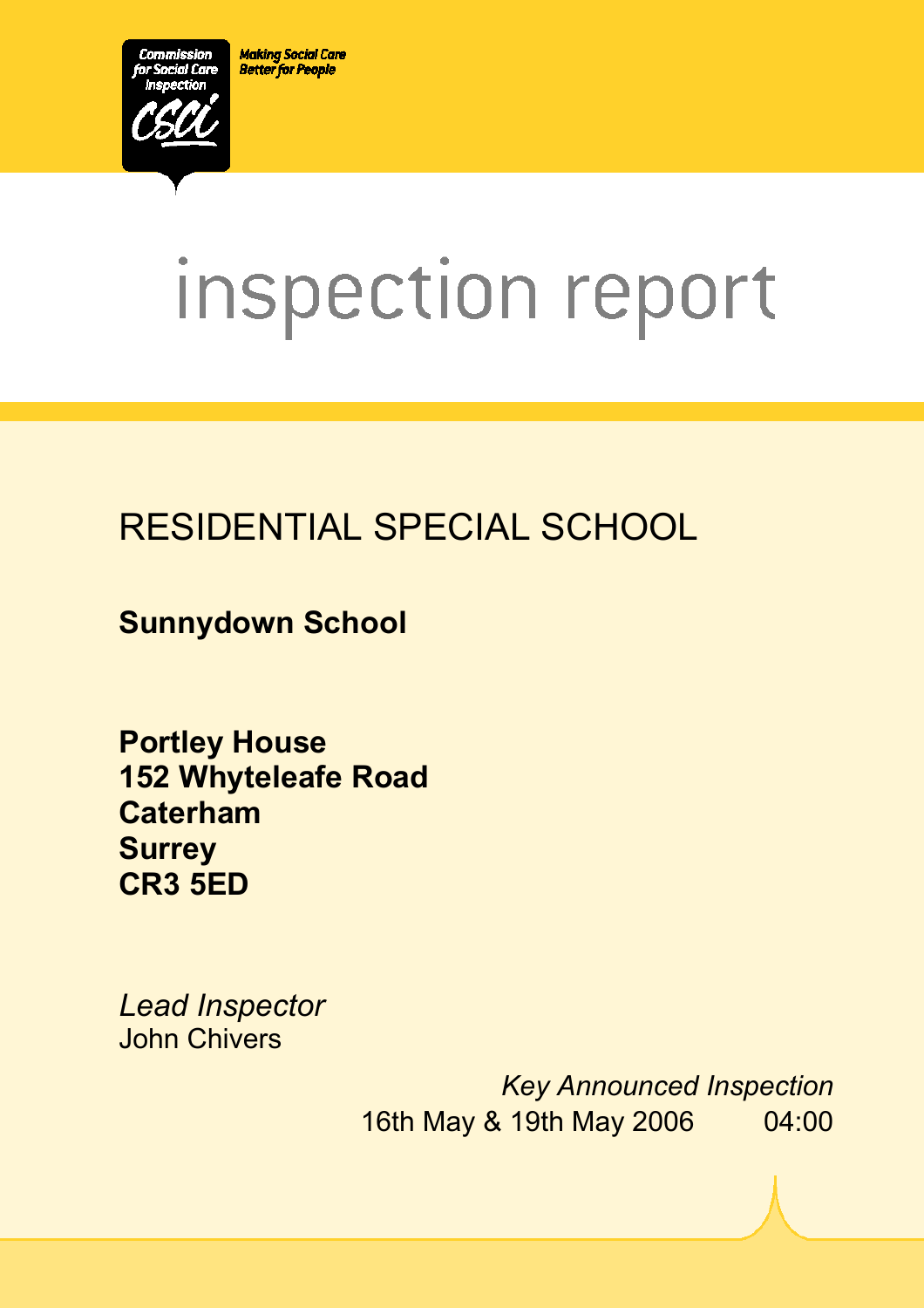Commission for Social Care Inspection

CSCI

Making Social Care Better for People

# inspection report

## RESIDENTIAL SPECIAL SCHOOL

**Sunnydown School**

**Portley House**
**152 Whyteleafe Road**
**Caterham**
**Surrey**
**CR3 5ED**

*Lead Inspector*
John Chivers

*Key Announced Inspection*
16th May & 19th May 2006 04:00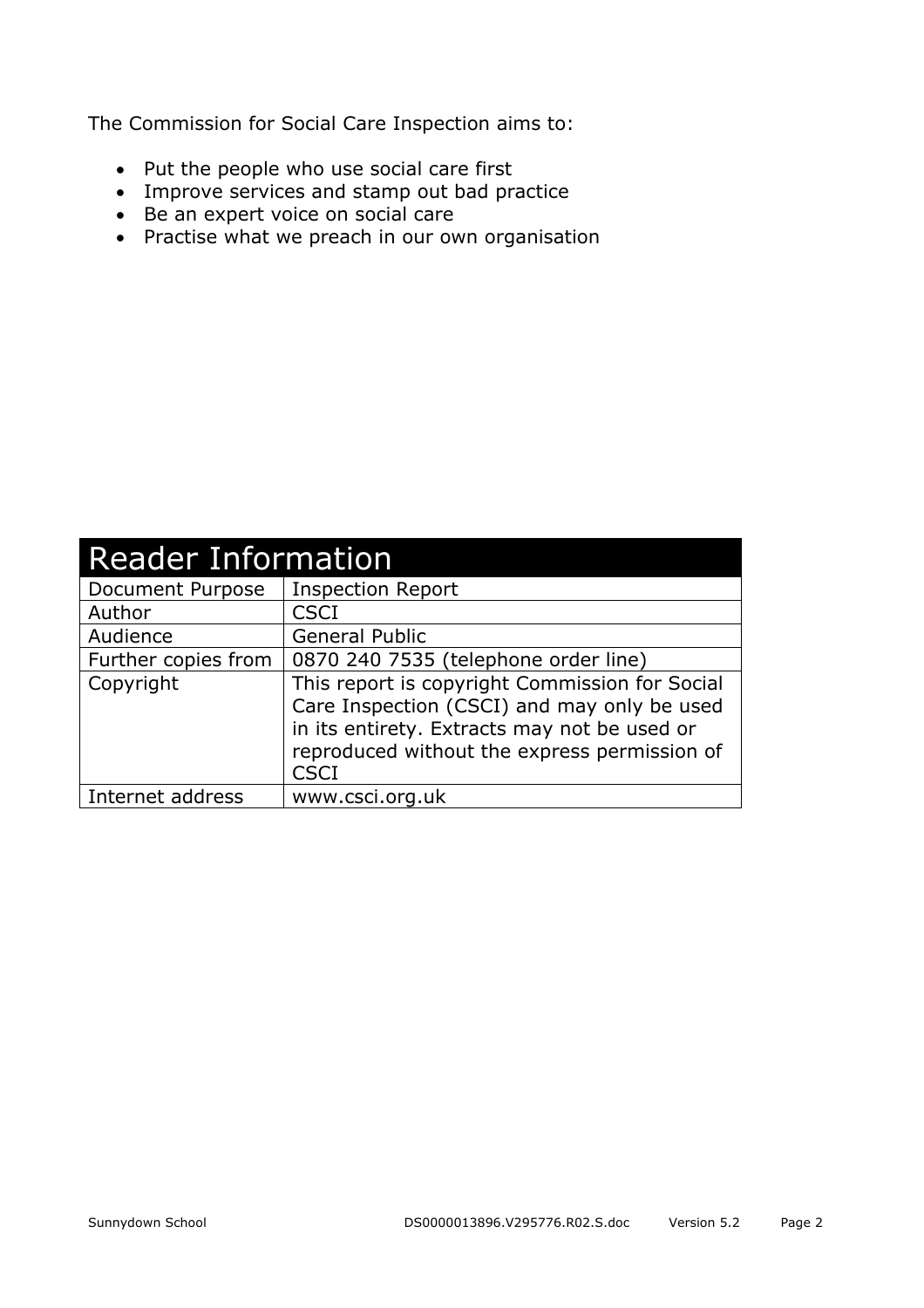The Commission for Social Care Inspection aims to:

- Put the people who use social care first
- Improve services and stamp out bad practice
- Be an expert voice on social care
- Practise what we preach in our own organisation

| Reader Information | |
|---|---|
| Document Purpose | Inspection Report |
| Author | CSCI |
| Audience | General Public |
| Further copies from | 0870 240 7535 (telephone order line) |
| Copyright | This report is copyright Commission for Social Care Inspection (CSCI) and may only be used in its entirety. Extracts may not be used or reproduced without the express permission of CSCI |
| Internet address | www.csci.org.uk |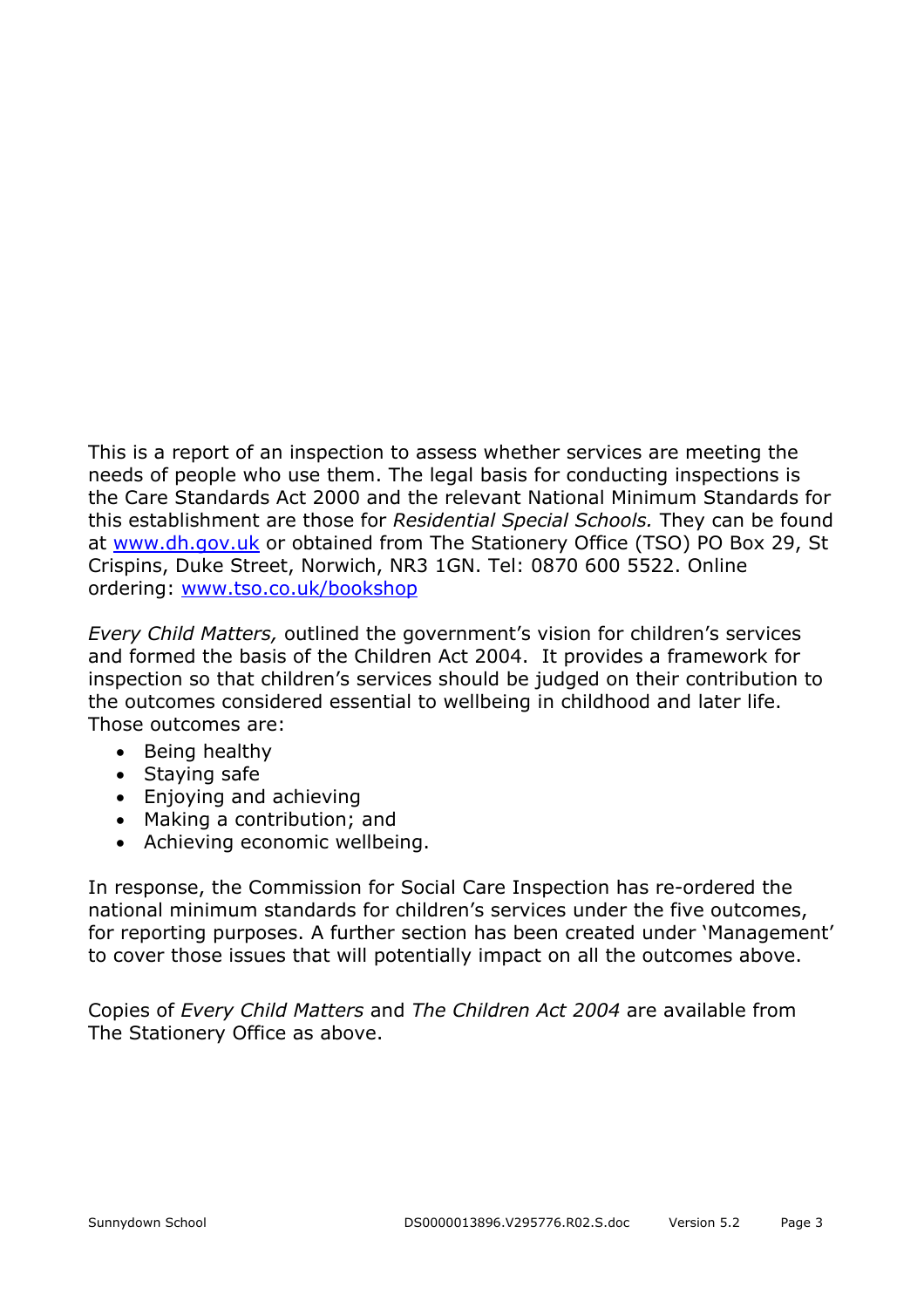This is a report of an inspection to assess whether services are meeting the needs of people who use them. The legal basis for conducting inspections is the Care Standards Act 2000 and the relevant National Minimum Standards for this establishment are those for *Residential Special Schools.* They can be found at [www.dh.gov.uk](http://www.dh.gov.uk) or obtained from The Stationery Office (TSO) PO Box 29, St Crispins, Duke Street, Norwich, NR3 1GN. Tel: 0870 600 5522. Online ordering: [www.tso.co.uk/bookshop](http://www.tso.co.uk/bookshop)

*Every Child Matters,* outlined the government's vision for children's services and formed the basis of the Children Act 2004. It provides a framework for inspection so that children's services should be judged on their contribution to the outcomes considered essential to wellbeing in childhood and later life. Those outcomes are:

- Being healthy
- Staying safe
- Enjoying and achieving
- Making a contribution; and
- Achieving economic wellbeing.

In response, the Commission for Social Care Inspection has re-ordered the national minimum standards for children's services under the five outcomes, for reporting purposes. A further section has been created under 'Management' to cover those issues that will potentially impact on all the outcomes above.

Copies of *Every Child Matters* and *The Children Act 2004* are available from The Stationery Office as above.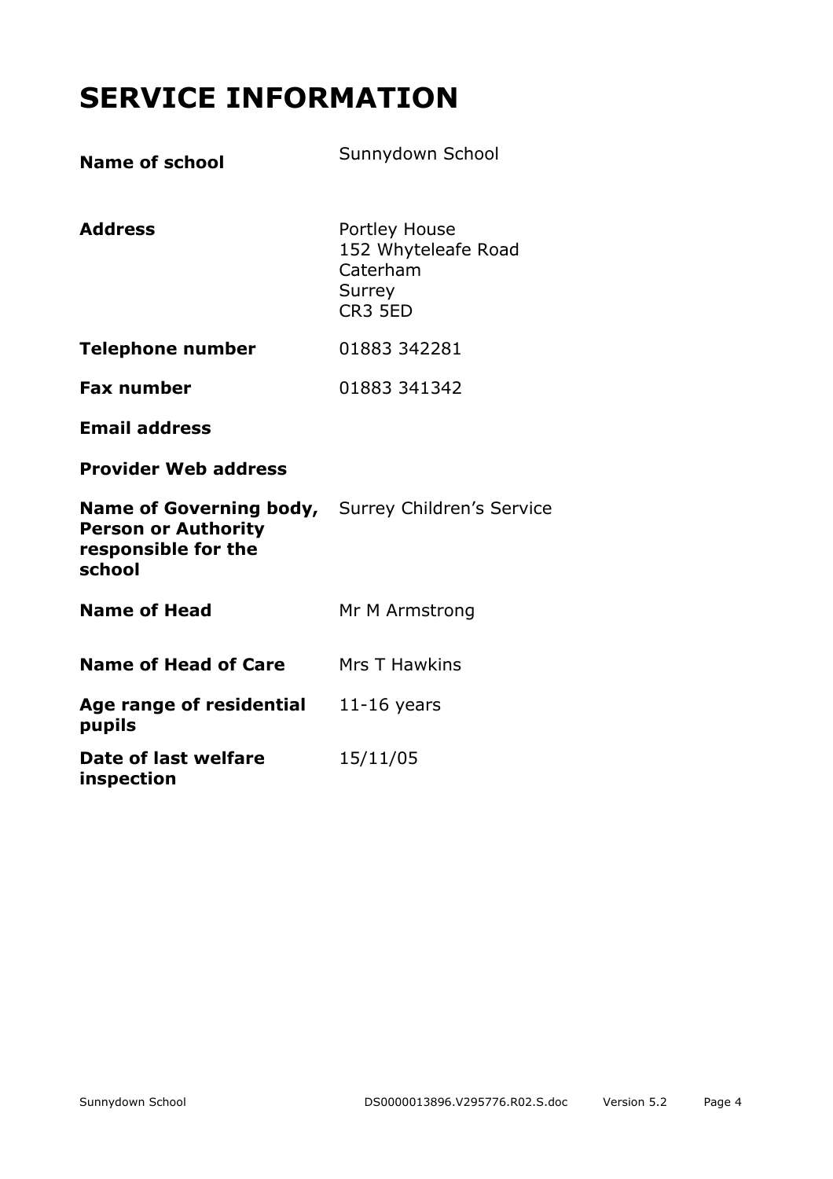# SERVICE INFORMATION

| | |
|---|---|
| **Name of school** | Sunnydown School |
| **Address** | Portley House<br>152 Whyteleafe Road<br>Caterham<br>Surrey<br>CR3 5ED |
| **Telephone number** | 01883 342281 |
| **Fax number** | 01883 341342 |
| **Email address** | |
| **Provider Web address** | |
| **Name of Governing body, Person or Authority responsible for the school** | Surrey Children's Service |
| **Name of Head** | Mr M Armstrong |
| **Name of Head of Care** | Mrs T Hawkins |
| **Age range of residential pupils** | 11-16 years |
| **Date of last welfare inspection** | 15/11/05 |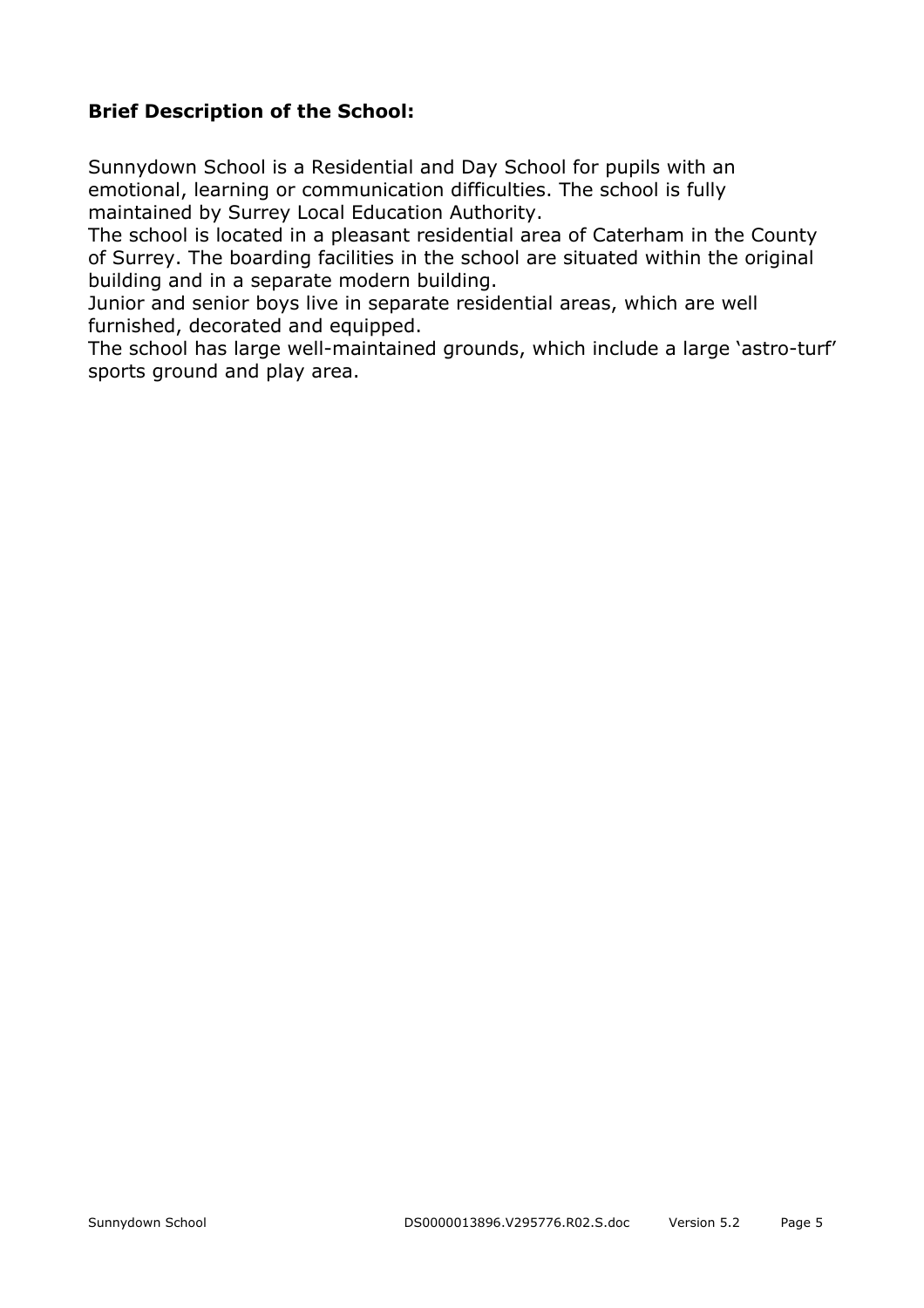**Brief Description of the School:**

Sunnydown School is a Residential and Day School for pupils with an emotional, learning or communication difficulties. The school is fully maintained by Surrey Local Education Authority.

The school is located in a pleasant residential area of Caterham in the County of Surrey. The boarding facilities in the school are situated within the original building and in a separate modern building.

Junior and senior boys live in separate residential areas, which are well furnished, decorated and equipped.

The school has large well-maintained grounds, which include a large 'astro-turf' sports ground and play area.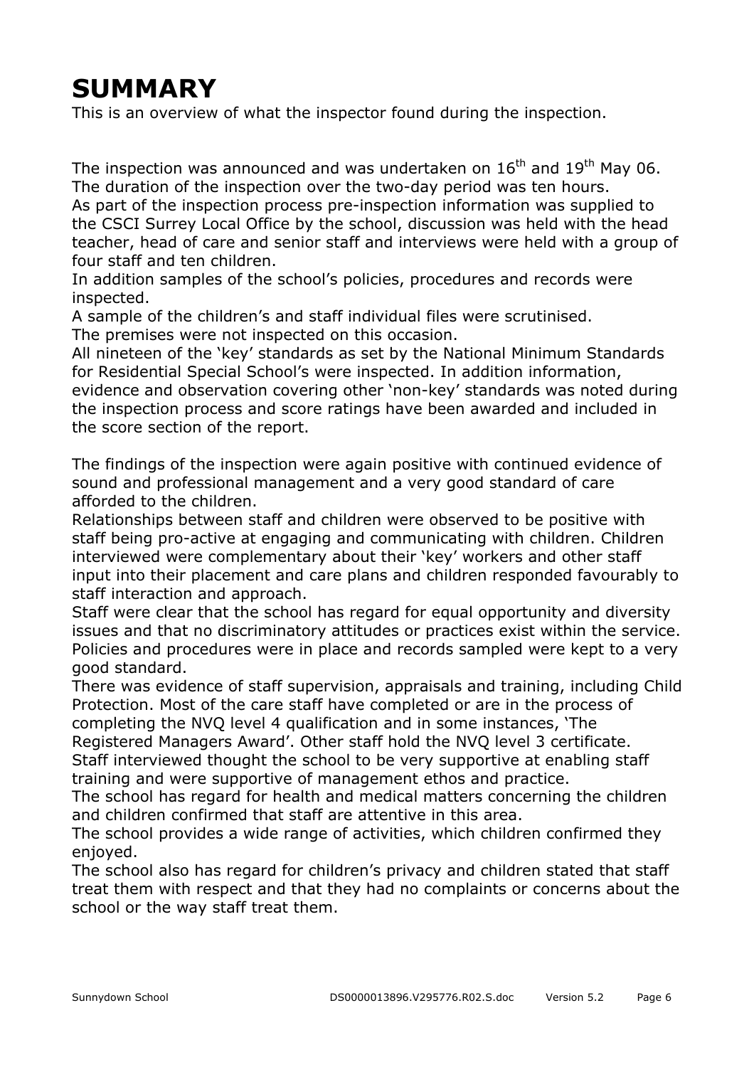# SUMMARY

This is an overview of what the inspector found during the inspection.

The inspection was announced and was undertaken on 16th and 19th May 06. The duration of the inspection over the two-day period was ten hours.
As part of the inspection process pre-inspection information was supplied to the CSCI Surrey Local Office by the school, discussion was held with the head teacher, head of care and senior staff and interviews were held with a group of four staff and ten children.
In addition samples of the school's policies, procedures and records were inspected.
A sample of the children's and staff individual files were scrutinised.
The premises were not inspected on this occasion.
All nineteen of the 'key' standards as set by the National Minimum Standards for Residential Special School's were inspected. In addition information, evidence and observation covering other 'non-key' standards was noted during the inspection process and score ratings have been awarded and included in the score section of the report.

The findings of the inspection were again positive with continued evidence of sound and professional management and a very good standard of care afforded to the children.
Relationships between staff and children were observed to be positive with staff being pro-active at engaging and communicating with children. Children interviewed were complementary about their 'key' workers and other staff input into their placement and care plans and children responded favourably to staff interaction and approach.
Staff were clear that the school has regard for equal opportunity and diversity issues and that no discriminatory attitudes or practices exist within the service.
Policies and procedures were in place and records sampled were kept to a very good standard.
There was evidence of staff supervision, appraisals and training, including Child Protection. Most of the care staff have completed or are in the process of completing the NVQ level 4 qualification and in some instances, 'The Registered Managers Award'. Other staff hold the NVQ level 3 certificate.
Staff interviewed thought the school to be very supportive at enabling staff training and were supportive of management ethos and practice.
The school has regard for health and medical matters concerning the children and children confirmed that staff are attentive in this area.
The school provides a wide range of activities, which children confirmed they enjoyed.
The school also has regard for children's privacy and children stated that staff treat them with respect and that they had no complaints or concerns about the school or the way staff treat them.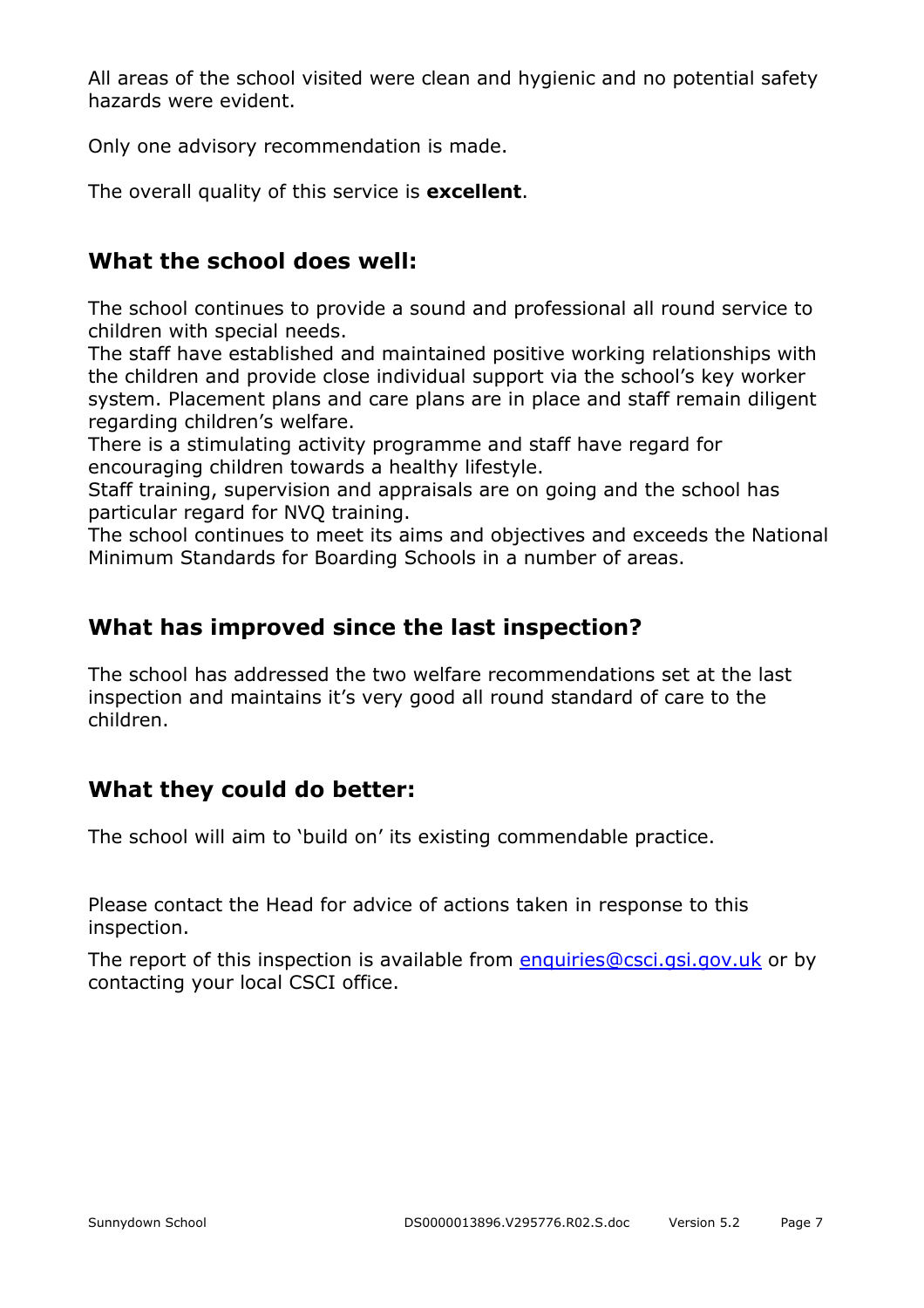All areas of the school visited were clean and hygienic and no potential safety hazards were evident.

Only one advisory recommendation is made.

The overall quality of this service is **excellent**.

## What the school does well:

The school continues to provide a sound and professional all round service to children with special needs.
The staff have established and maintained positive working relationships with the children and provide close individual support via the school's key worker system. Placement plans and care plans are in place and staff remain diligent regarding children's welfare.
There is a stimulating activity programme and staff have regard for encouraging children towards a healthy lifestyle.
Staff training, supervision and appraisals are on going and the school has particular regard for NVQ training.
The school continues to meet its aims and objectives and exceeds the National Minimum Standards for Boarding Schools in a number of areas.

## What has improved since the last inspection?

The school has addressed the two welfare recommendations set at the last inspection and maintains it's very good all round standard of care to the children.

## What they could do better:

The school will aim to 'build on' its existing commendable practice.

Please contact the Head for advice of actions taken in response to this inspection.

The report of this inspection is available from [enquiries@csci.gsi.gov.uk](mailto:enquiries@csci.gsi.gov.uk) or by contacting your local CSCI office.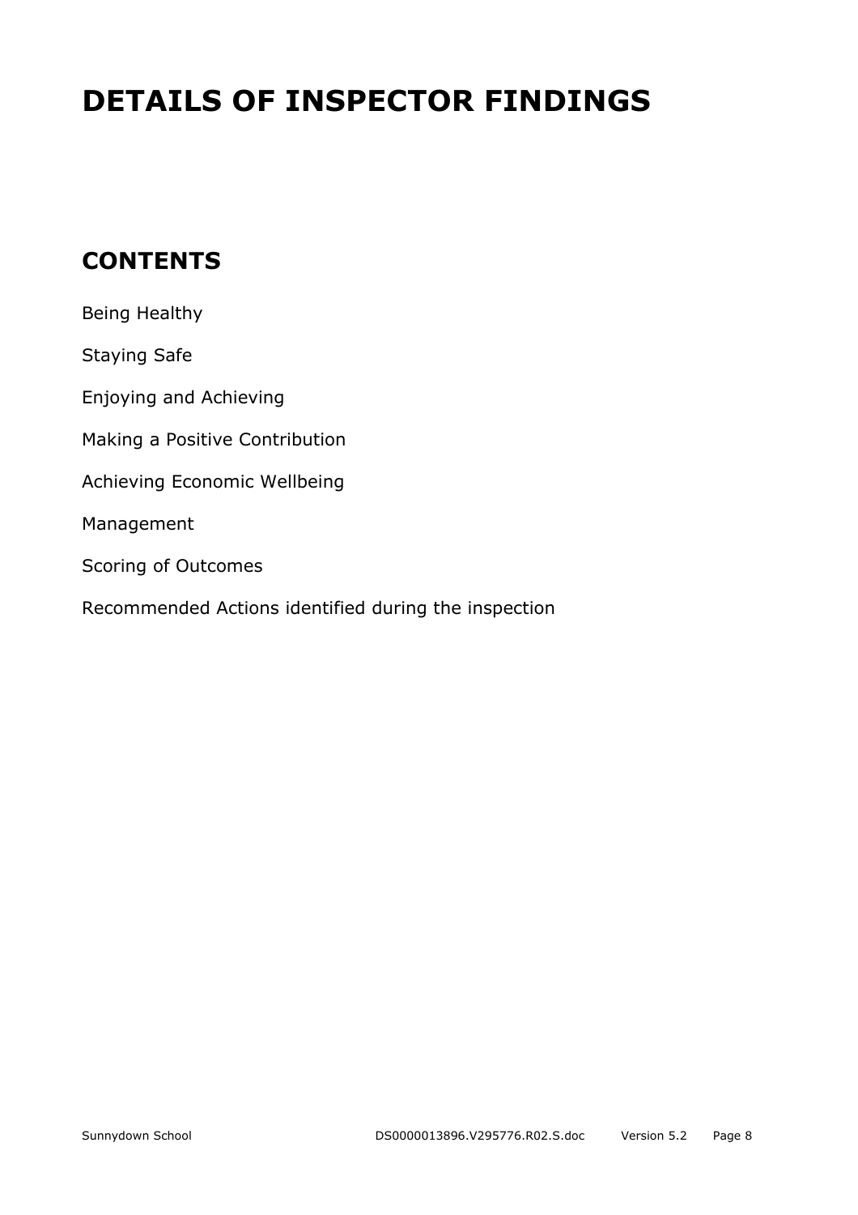# DETAILS OF INSPECTOR FINDINGS

## CONTENTS

Being Healthy

Staying Safe

Enjoying and Achieving

Making a Positive Contribution

Achieving Economic Wellbeing

Management

Scoring of Outcomes

Recommended Actions identified during the inspection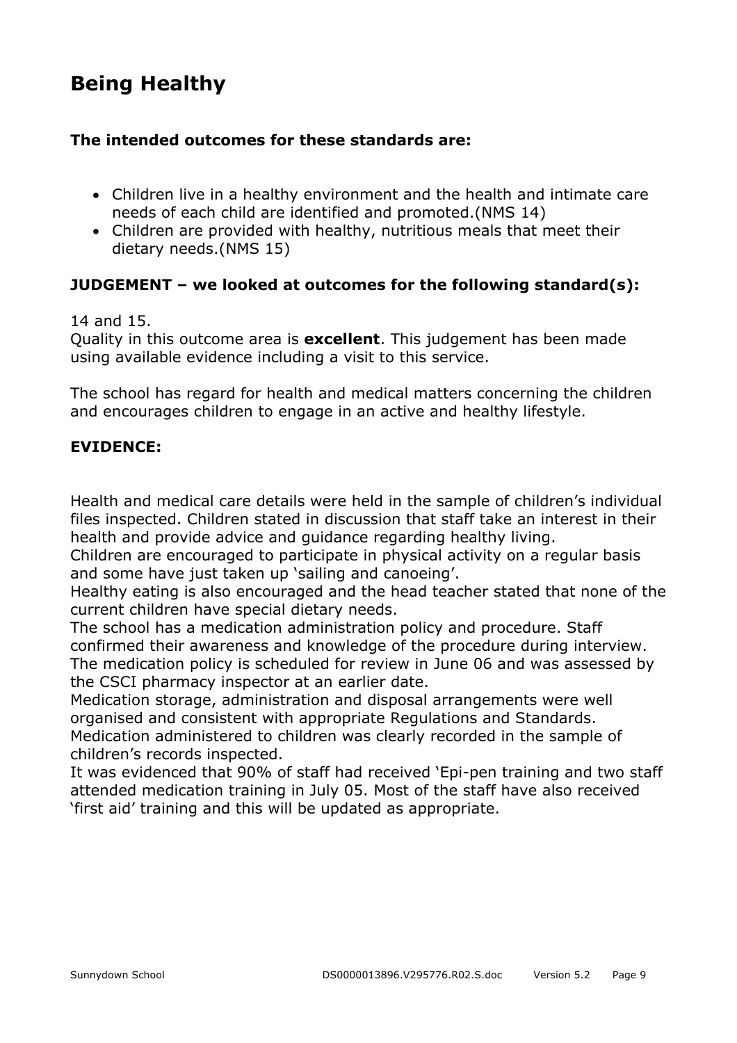# Being Healthy

**The intended outcomes for these standards are:**

- Children live in a healthy environment and the health and intimate care needs of each child are identified and promoted.(NMS 14)
- Children are provided with healthy, nutritious meals that meet their dietary needs.(NMS 15)

**JUDGEMENT – we looked at outcomes for the following standard(s):**

14 and 15.
Quality in this outcome area is **excellent**. This judgement has been made using available evidence including a visit to this service.

The school has regard for health and medical matters concerning the children and encourages children to engage in an active and healthy lifestyle.

**EVIDENCE:**

Health and medical care details were held in the sample of children's individual files inspected. Children stated in discussion that staff take an interest in their health and provide advice and guidance regarding healthy living.
Children are encouraged to participate in physical activity on a regular basis and some have just taken up 'sailing and canoeing'.
Healthy eating is also encouraged and the head teacher stated that none of the current children have special dietary needs.
The school has a medication administration policy and procedure. Staff confirmed their awareness and knowledge of the procedure during interview.
The medication policy is scheduled for review in June 06 and was assessed by the CSCI pharmacy inspector at an earlier date.
Medication storage, administration and disposal arrangements were well organised and consistent with appropriate Regulations and Standards.
Medication administered to children was clearly recorded in the sample of children's records inspected.
It was evidenced that 90% of staff had received 'Epi-pen training and two staff attended medication training in July 05. Most of the staff have also received 'first aid' training and this will be updated as appropriate.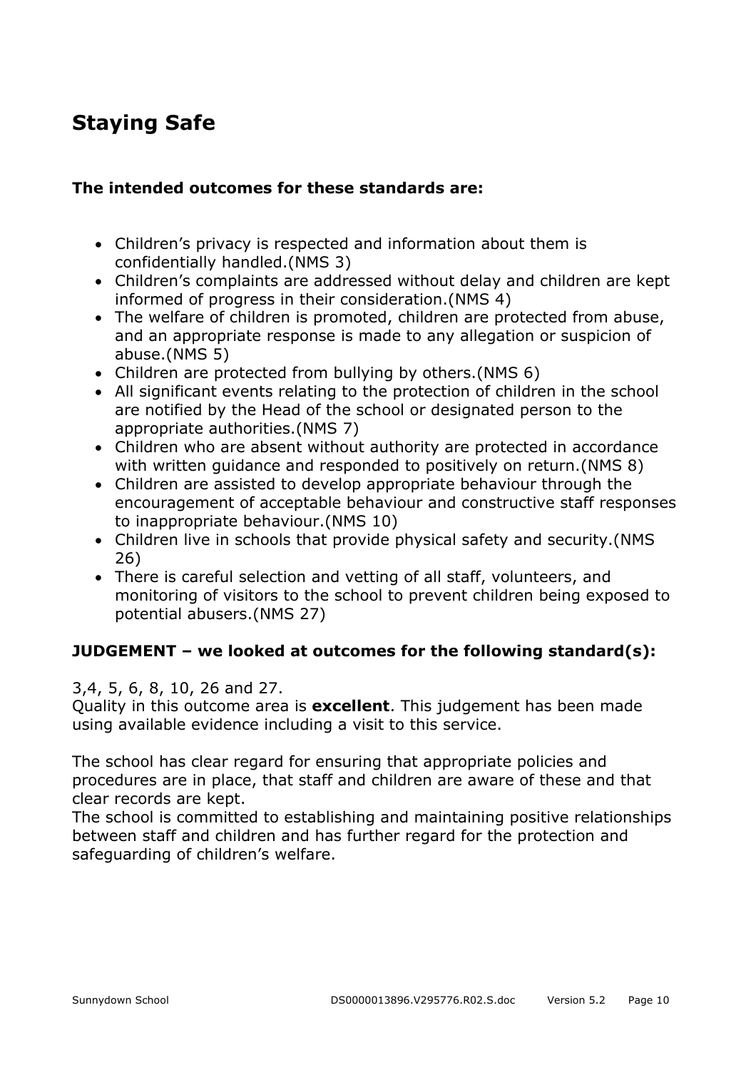## Staying Safe

**The intended outcomes for these standards are:**

- Children's privacy is respected and information about them is confidentially handled.(NMS 3)
- Children's complaints are addressed without delay and children are kept informed of progress in their consideration.(NMS 4)
- The welfare of children is promoted, children are protected from abuse, and an appropriate response is made to any allegation or suspicion of abuse.(NMS 5)
- Children are protected from bullying by others.(NMS 6)
- All significant events relating to the protection of children in the school are notified by the Head of the school or designated person to the appropriate authorities.(NMS 7)
- Children who are absent without authority are protected in accordance with written guidance and responded to positively on return.(NMS 8)
- Children are assisted to develop appropriate behaviour through the encouragement of acceptable behaviour and constructive staff responses to inappropriate behaviour.(NMS 10)
- Children live in schools that provide physical safety and security.(NMS 26)
- There is careful selection and vetting of all staff, volunteers, and monitoring of visitors to the school to prevent children being exposed to potential abusers.(NMS 27)

**JUDGEMENT – we looked at outcomes for the following standard(s):**

3,4, 5, 6, 8, 10, 26 and 27.
Quality in this outcome area is **excellent**. This judgement has been made using available evidence including a visit to this service.

The school has clear regard for ensuring that appropriate policies and procedures are in place, that staff and children are aware of these and that clear records are kept.
The school is committed to establishing and maintaining positive relationships between staff and children and has further regard for the protection and safeguarding of children's welfare.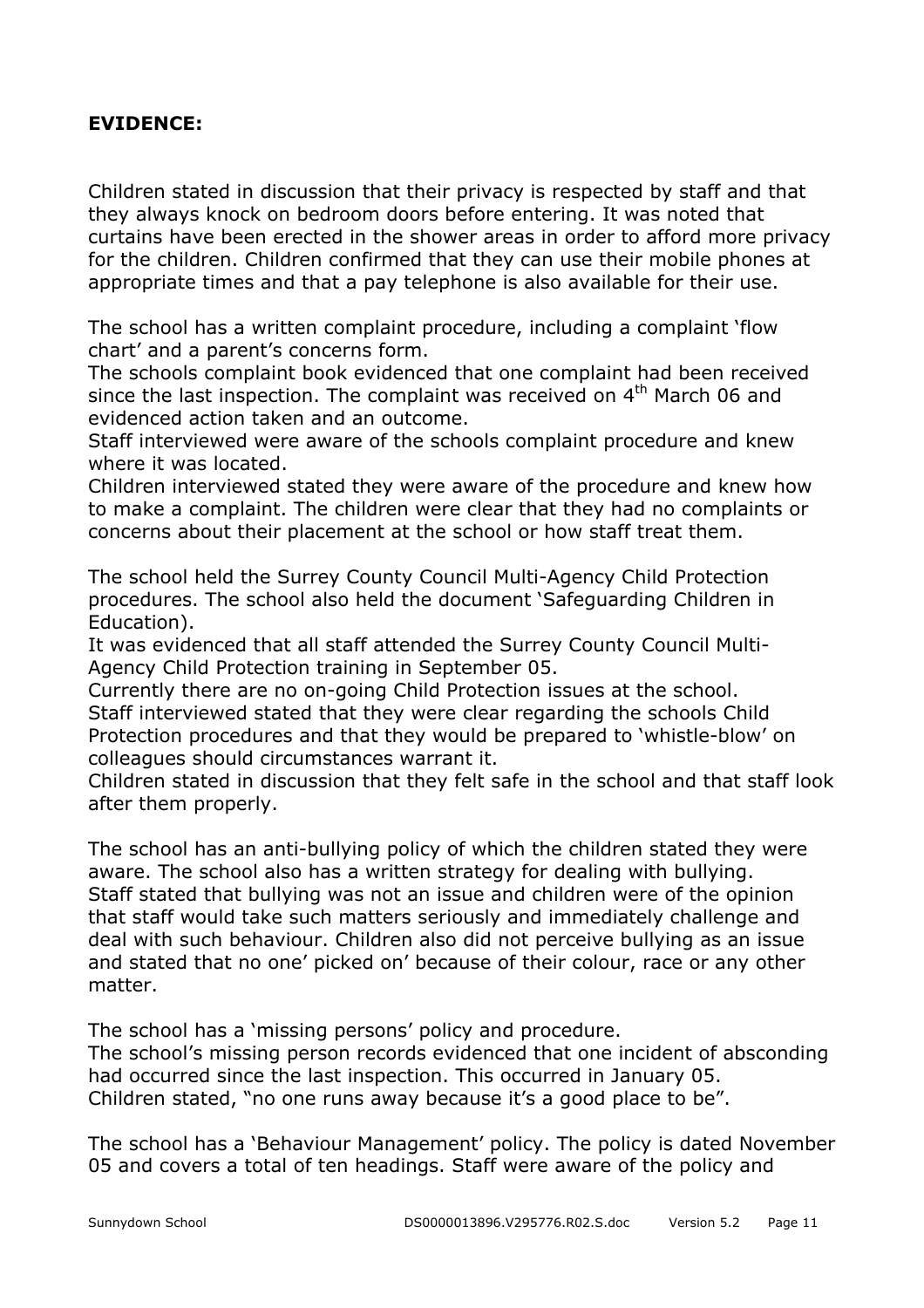**EVIDENCE:**

Children stated in discussion that their privacy is respected by staff and that they always knock on bedroom doors before entering. It was noted that curtains have been erected in the shower areas in order to afford more privacy for the children. Children confirmed that they can use their mobile phones at appropriate times and that a pay telephone is also available for their use.

The school has a written complaint procedure, including a complaint 'flow chart' and a parent's concerns form.
The schools complaint book evidenced that one complaint had been received since the last inspection. The complaint was received on 4th March 06 and evidenced action taken and an outcome.
Staff interviewed were aware of the schools complaint procedure and knew where it was located.
Children interviewed stated they were aware of the procedure and knew how to make a complaint. The children were clear that they had no complaints or concerns about their placement at the school or how staff treat them.

The school held the Surrey County Council Multi-Agency Child Protection procedures. The school also held the document 'Safeguarding Children in Education).
It was evidenced that all staff attended the Surrey County Council Multi-Agency Child Protection training in September 05.
Currently there are no on-going Child Protection issues at the school.
Staff interviewed stated that they were clear regarding the schools Child Protection procedures and that they would be prepared to 'whistle-blow' on colleagues should circumstances warrant it.
Children stated in discussion that they felt safe in the school and that staff look after them properly.

The school has an anti-bullying policy of which the children stated they were aware. The school also has a written strategy for dealing with bullying.
Staff stated that bullying was not an issue and children were of the opinion that staff would take such matters seriously and immediately challenge and deal with such behaviour. Children also did not perceive bullying as an issue and stated that no one' picked on' because of their colour, race or any other matter.

The school has a 'missing persons' policy and procedure.
The school's missing person records evidenced that one incident of absconding had occurred since the last inspection. This occurred in January 05.
Children stated, "no one runs away because it's a good place to be".

The school has a 'Behaviour Management' policy. The policy is dated November 05 and covers a total of ten headings. Staff were aware of the policy and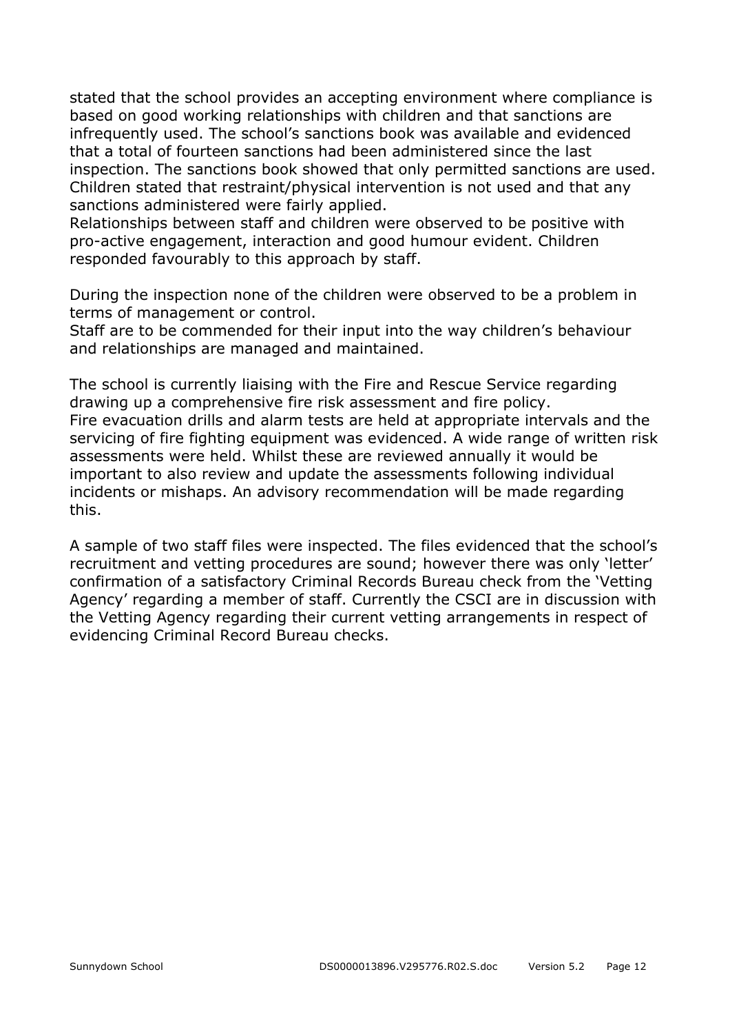stated that the school provides an accepting environment where compliance is based on good working relationships with children and that sanctions are infrequently used. The school's sanctions book was available and evidenced that a total of fourteen sanctions had been administered since the last inspection. The sanctions book showed that only permitted sanctions are used. Children stated that restraint/physical intervention is not used and that any sanctions administered were fairly applied.
Relationships between staff and children were observed to be positive with pro-active engagement, interaction and good humour evident. Children responded favourably to this approach by staff.

During the inspection none of the children were observed to be a problem in terms of management or control.
Staff are to be commended for their input into the way children's behaviour and relationships are managed and maintained.

The school is currently liaising with the Fire and Rescue Service regarding drawing up a comprehensive fire risk assessment and fire policy.
Fire evacuation drills and alarm tests are held at appropriate intervals and the servicing of fire fighting equipment was evidenced. A wide range of written risk assessments were held. Whilst these are reviewed annually it would be important to also review and update the assessments following individual incidents or mishaps. An advisory recommendation will be made regarding this.

A sample of two staff files were inspected. The files evidenced that the school's recruitment and vetting procedures are sound; however there was only 'letter' confirmation of a satisfactory Criminal Records Bureau check from the 'Vetting Agency' regarding a member of staff. Currently the CSCI are in discussion with the Vetting Agency regarding their current vetting arrangements in respect of evidencing Criminal Record Bureau checks.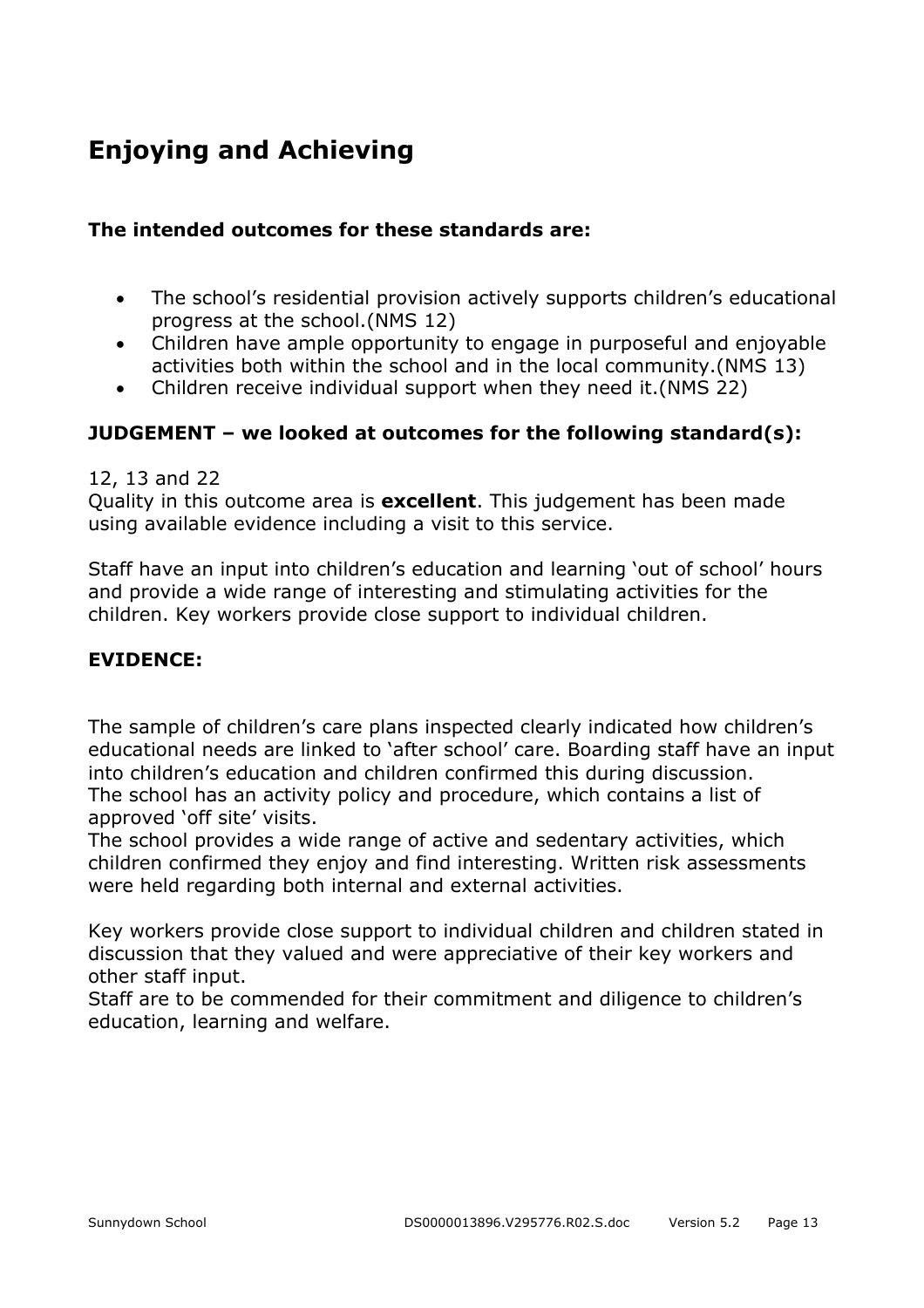## Enjoying and Achieving

**The intended outcomes for these standards are:**

- The school's residential provision actively supports children's educational progress at the school.(NMS 12)
- Children have ample opportunity to engage in purposeful and enjoyable activities both within the school and in the local community.(NMS 13)
- Children receive individual support when they need it.(NMS 22)

**JUDGEMENT – we looked at outcomes for the following standard(s):**

12, 13 and 22
Quality in this outcome area is **excellent**. This judgement has been made using available evidence including a visit to this service.

Staff have an input into children's education and learning 'out of school' hours and provide a wide range of interesting and stimulating activities for the children. Key workers provide close support to individual children.

**EVIDENCE:**

The sample of children's care plans inspected clearly indicated how children's educational needs are linked to 'after school' care. Boarding staff have an input into children's education and children confirmed this during discussion.
The school has an activity policy and procedure, which contains a list of approved 'off site' visits.
The school provides a wide range of active and sedentary activities, which children confirmed they enjoy and find interesting. Written risk assessments were held regarding both internal and external activities.

Key workers provide close support to individual children and children stated in discussion that they valued and were appreciative of their key workers and other staff input.
Staff are to be commended for their commitment and diligence to children's education, learning and welfare.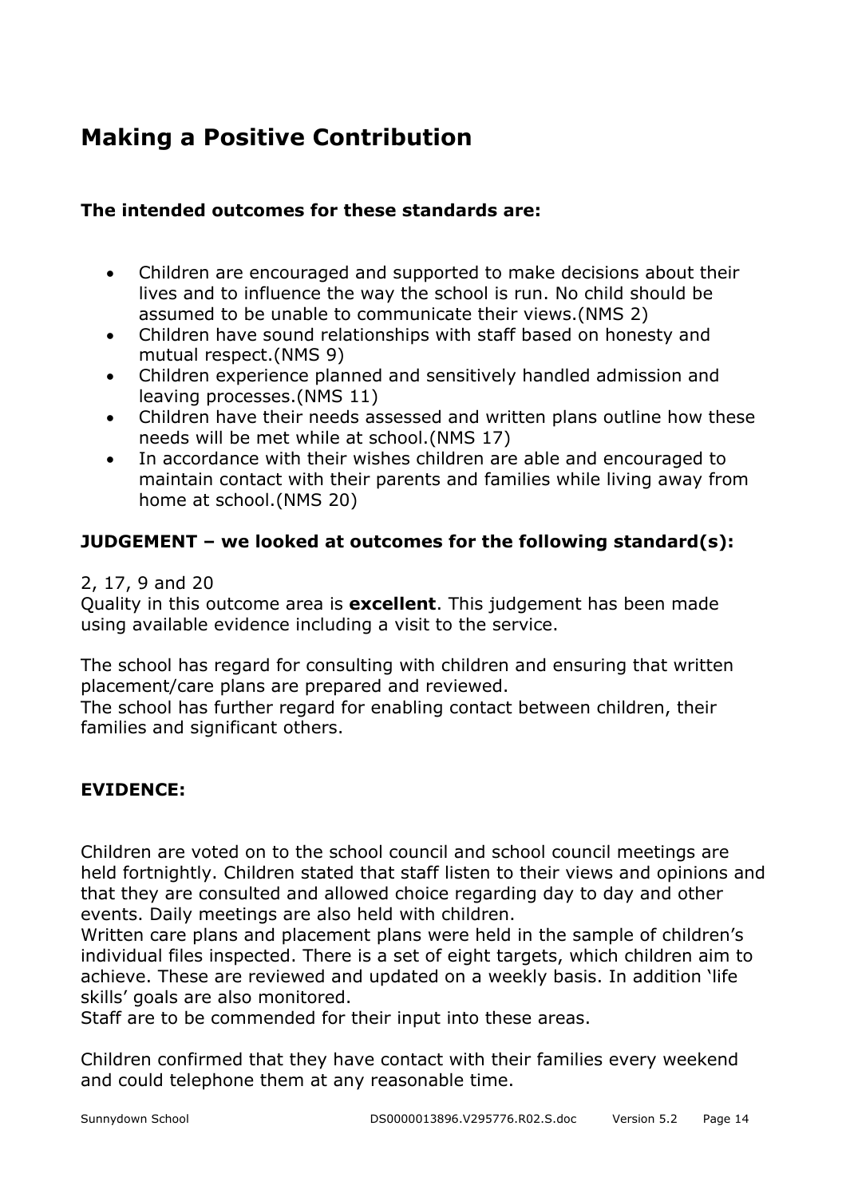# Making a Positive Contribution

**The intended outcomes for these standards are:**

- Children are encouraged and supported to make decisions about their lives and to influence the way the school is run. No child should be assumed to be unable to communicate their views.(NMS 2)
- Children have sound relationships with staff based on honesty and mutual respect.(NMS 9)
- Children experience planned and sensitively handled admission and leaving processes.(NMS 11)
- Children have their needs assessed and written plans outline how these needs will be met while at school.(NMS 17)
- In accordance with their wishes children are able and encouraged to maintain contact with their parents and families while living away from home at school.(NMS 20)

**JUDGEMENT – we looked at outcomes for the following standard(s):**

2, 17, 9 and 20
Quality in this outcome area is **excellent**. This judgement has been made using available evidence including a visit to the service.

The school has regard for consulting with children and ensuring that written placement/care plans are prepared and reviewed.
The school has further regard for enabling contact between children, their families and significant others.

**EVIDENCE:**

Children are voted on to the school council and school council meetings are held fortnightly. Children stated that staff listen to their views and opinions and that they are consulted and allowed choice regarding day to day and other events. Daily meetings are also held with children.
Written care plans and placement plans were held in the sample of children's individual files inspected. There is a set of eight targets, which children aim to achieve. These are reviewed and updated on a weekly basis. In addition 'life skills' goals are also monitored.
Staff are to be commended for their input into these areas.

Children confirmed that they have contact with their families every weekend and could telephone them at any reasonable time.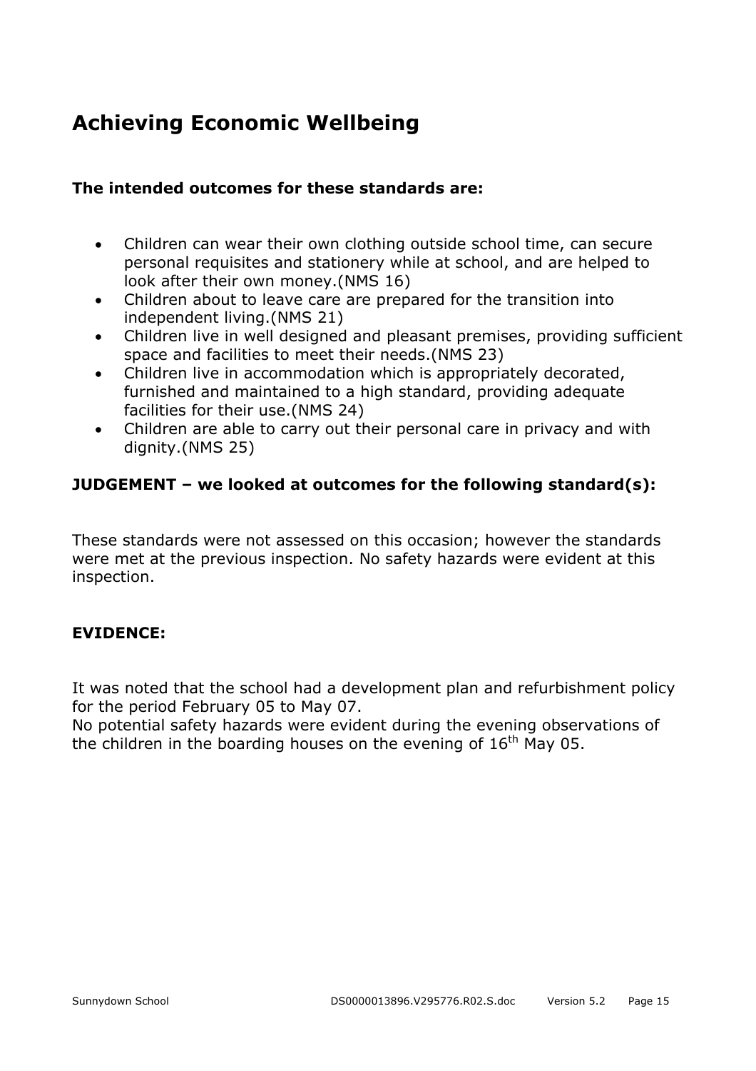## Achieving Economic Wellbeing

**The intended outcomes for these standards are:**

- Children can wear their own clothing outside school time, can secure personal requisites and stationery while at school, and are helped to look after their own money.(NMS 16)
- Children about to leave care are prepared for the transition into independent living.(NMS 21)
- Children live in well designed and pleasant premises, providing sufficient space and facilities to meet their needs.(NMS 23)
- Children live in accommodation which is appropriately decorated, furnished and maintained to a high standard, providing adequate facilities for their use.(NMS 24)
- Children are able to carry out their personal care in privacy and with dignity.(NMS 25)

**JUDGEMENT – we looked at outcomes for the following standard(s):**

These standards were not assessed on this occasion; however the standards were met at the previous inspection. No safety hazards were evident at this inspection.

**EVIDENCE:**

It was noted that the school had a development plan and refurbishment policy for the period February 05 to May 07.
No potential safety hazards were evident during the evening observations of the children in the boarding houses on the evening of 16th May 05.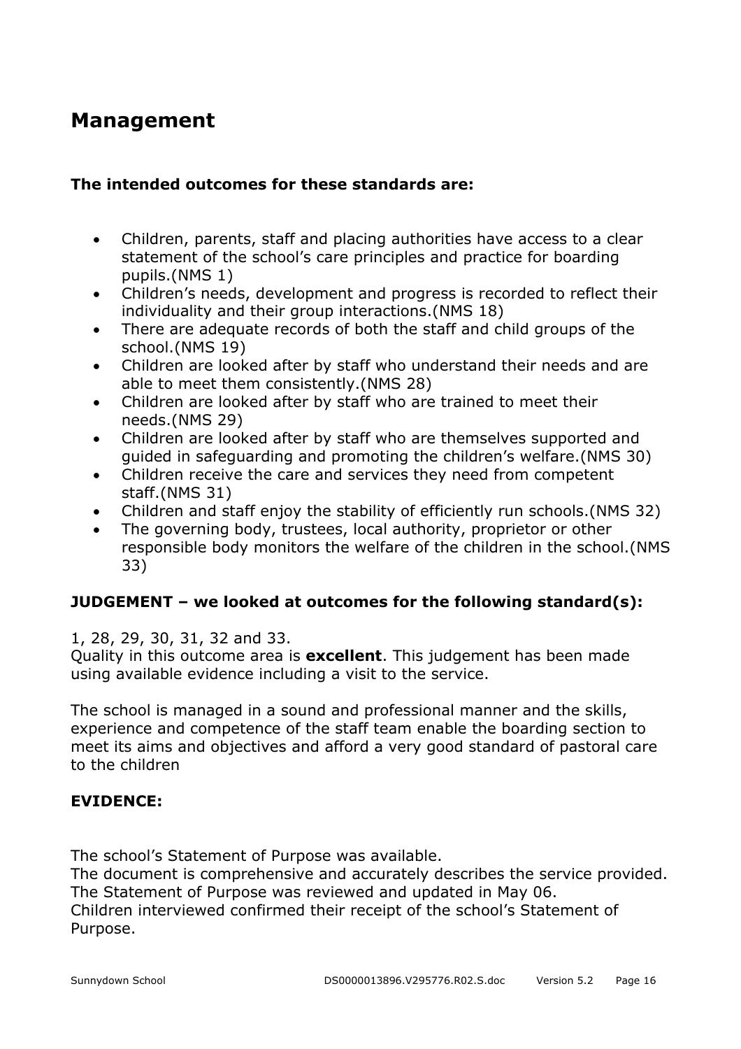## Management

**The intended outcomes for these standards are:**

- Children, parents, staff and placing authorities have access to a clear statement of the school's care principles and practice for boarding pupils.(NMS 1)
- Children's needs, development and progress is recorded to reflect their individuality and their group interactions.(NMS 18)
- There are adequate records of both the staff and child groups of the school.(NMS 19)
- Children are looked after by staff who understand their needs and are able to meet them consistently.(NMS 28)
- Children are looked after by staff who are trained to meet their needs.(NMS 29)
- Children are looked after by staff who are themselves supported and guided in safeguarding and promoting the children's welfare.(NMS 30)
- Children receive the care and services they need from competent staff.(NMS 31)
- Children and staff enjoy the stability of efficiently run schools.(NMS 32)
- The governing body, trustees, local authority, proprietor or other responsible body monitors the welfare of the children in the school.(NMS 33)

**JUDGEMENT – we looked at outcomes for the following standard(s):**

1, 28, 29, 30, 31, 32 and 33.
Quality in this outcome area is **excellent**. This judgement has been made using available evidence including a visit to the service.

The school is managed in a sound and professional manner and the skills, experience and competence of the staff team enable the boarding section to meet its aims and objectives and afford a very good standard of pastoral care to the children

**EVIDENCE:**

The school's Statement of Purpose was available.
The document is comprehensive and accurately describes the service provided.
The Statement of Purpose was reviewed and updated in May 06.
Children interviewed confirmed their receipt of the school's Statement of Purpose.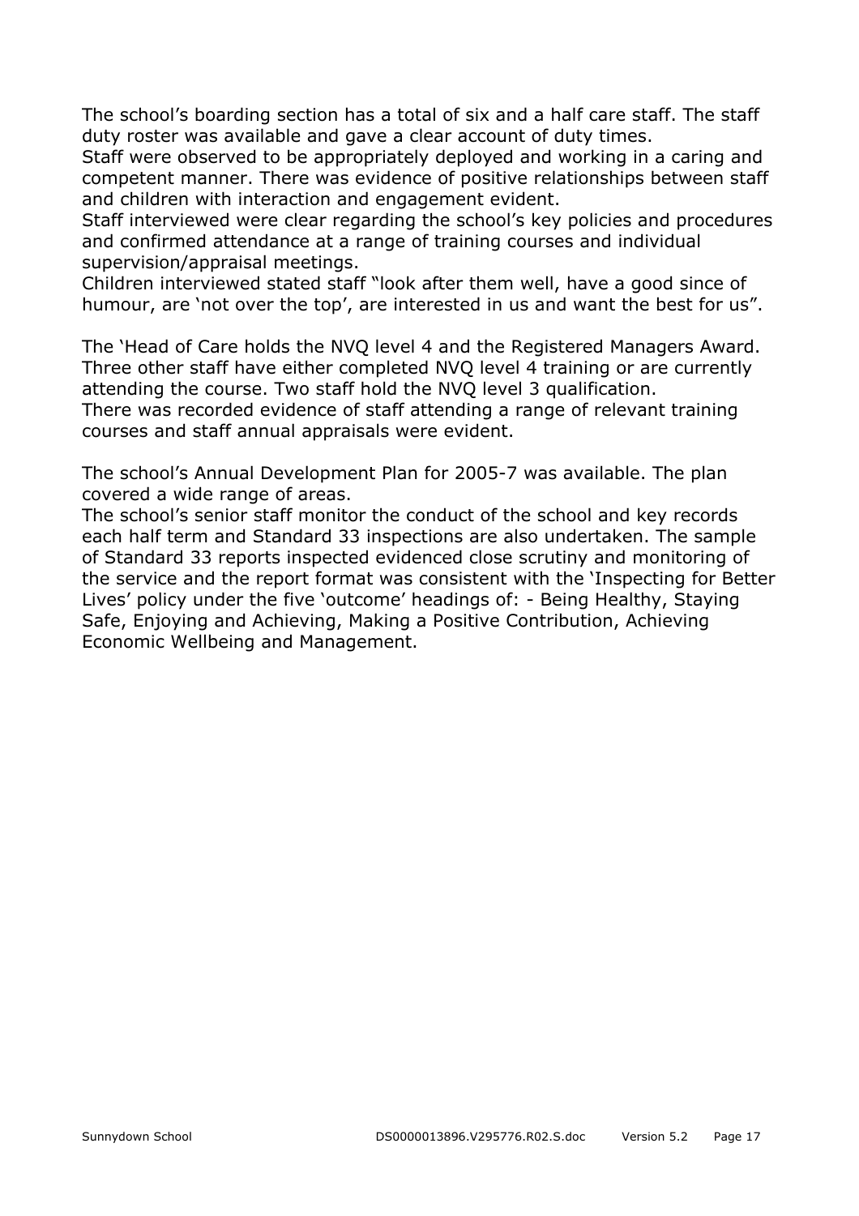The school's boarding section has a total of six and a half care staff. The staff duty roster was available and gave a clear account of duty times.
Staff were observed to be appropriately deployed and working in a caring and competent manner. There was evidence of positive relationships between staff and children with interaction and engagement evident.
Staff interviewed were clear regarding the school's key policies and procedures and confirmed attendance at a range of training courses and individual supervision/appraisal meetings.
Children interviewed stated staff "look after them well, have a good since of humour, are 'not over the top', are interested in us and want the best for us".

The 'Head of Care holds the NVQ level 4 and the Registered Managers Award. Three other staff have either completed NVQ level 4 training or are currently attending the course. Two staff hold the NVQ level 3 qualification.
There was recorded evidence of staff attending a range of relevant training courses and staff annual appraisals were evident.

The school's Annual Development Plan for 2005-7 was available. The plan covered a wide range of areas.
The school's senior staff monitor the conduct of the school and key records each half term and Standard 33 inspections are also undertaken. The sample of Standard 33 reports inspected evidenced close scrutiny and monitoring of the service and the report format was consistent with the 'Inspecting for Better Lives' policy under the five 'outcome' headings of: - Being Healthy, Staying Safe, Enjoying and Achieving, Making a Positive Contribution, Achieving Economic Wellbeing and Management.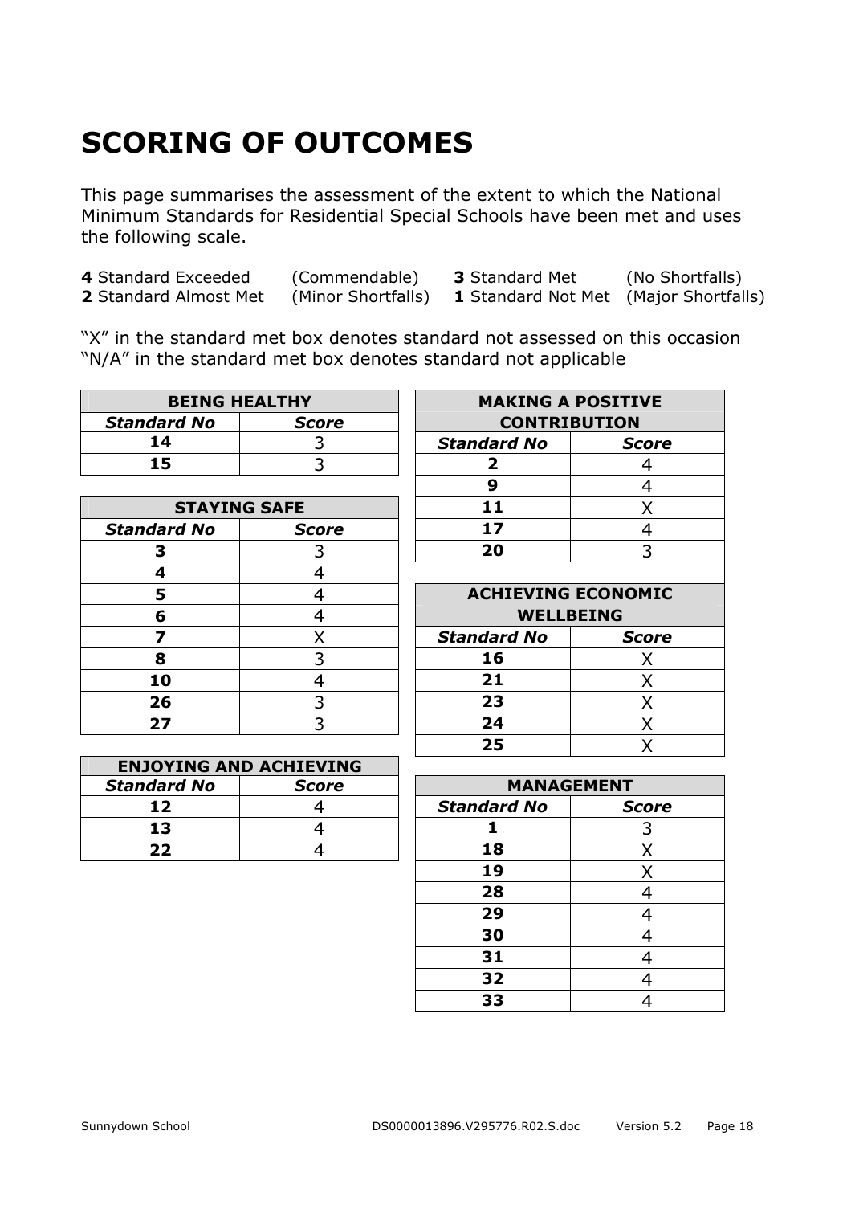# SCORING OF OUTCOMES

This page summarises the assessment of the extent to which the National Minimum Standards for Residential Special Schools have been met and uses the following scale.

**4** Standard Exceeded (Commendable) **3** Standard Met (No Shortfalls)
**2** Standard Almost Met (Minor Shortfalls) **1** Standard Not Met (Major Shortfalls)

"X" in the standard met box denotes standard not assessed on this occasion
"N/A" in the standard met box denotes standard not applicable

| BEING HEALTHY | |
|---|---|
| ***Standard No*** | ***Score*** |
| **14** | 3 |
| **15** | 3 |

| STAYING SAFE | |
|---|---|
| ***Standard No*** | ***Score*** |
| **3** | 3 |
| **4** | 4 |
| **5** | 4 |
| **6** | 4 |
| **7** | X |
| **8** | 3 |
| **10** | 4 |
| **26** | 3 |
| **27** | 3 |

| ENJOYING AND ACHIEVING | |
|---|---|
| ***Standard No*** | ***Score*** |
| **12** | 4 |
| **13** | 4 |
| **22** | 4 |

| MAKING A POSITIVE CONTRIBUTION | |
|---|---|
| ***Standard No*** | ***Score*** |
| **2** | 4 |
| **9** | 4 |
| **11** | X |
| **17** | 4 |
| **20** | 3 |

| ACHIEVING ECONOMIC WELLBEING | |
|---|---|
| ***Standard No*** | ***Score*** |
| **16** | X |
| **21** | X |
| **23** | X |
| **24** | X |
| **25** | X |

| MANAGEMENT | |
|---|---|
| ***Standard No*** | ***Score*** |
| **1** | 3 |
| **18** | X |
| **19** | X |
| **28** | 4 |
| **29** | 4 |
| **30** | 4 |
| **31** | 4 |
| **32** | 4 |
| **33** | 4 |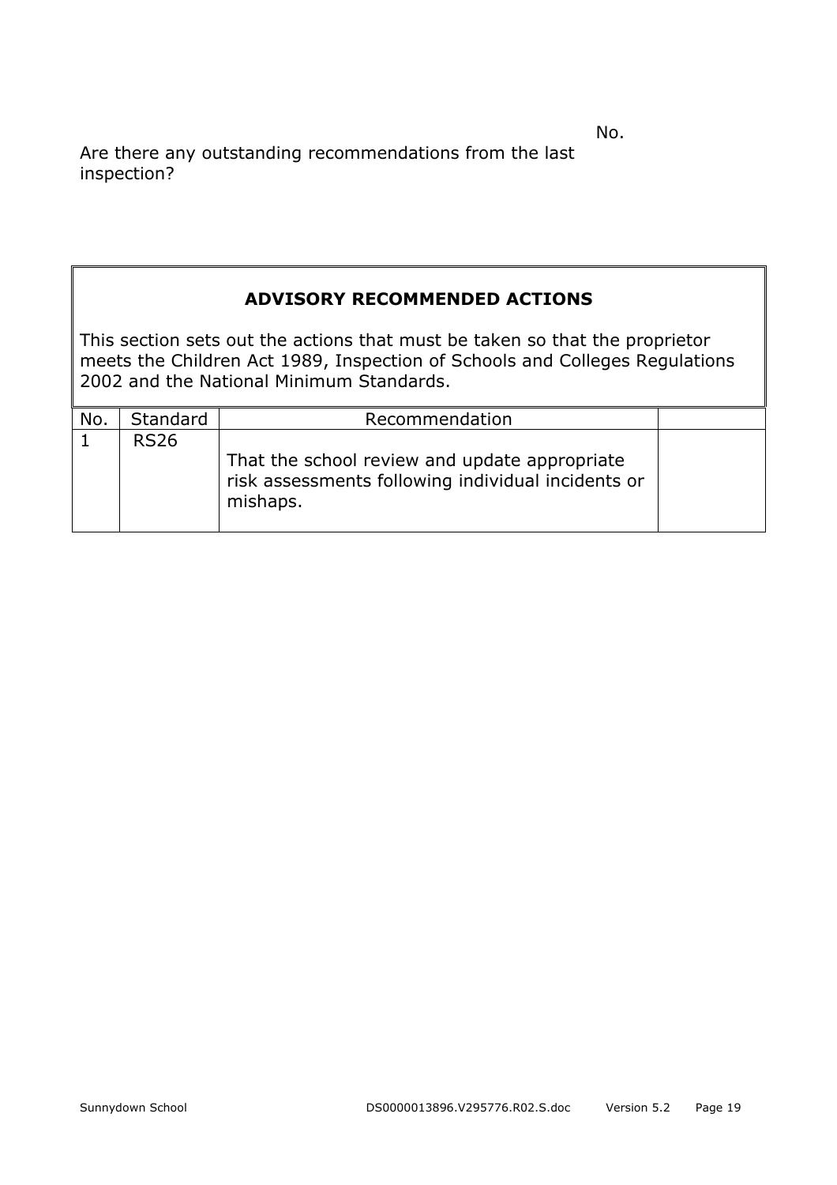Are there any outstanding recommendations from the last inspection?

No.

## ADVISORY RECOMMENDED ACTIONS

This section sets out the actions that must be taken so that the proprietor meets the Children Act 1989, Inspection of Schools and Colleges Regulations 2002 and the National Minimum Standards.

| No. | Standard | Recommendation | |
|---|---|---|---|
| 1 | RS26 | That the school review and update appropriate risk assessments following individual incidents or mishaps. | |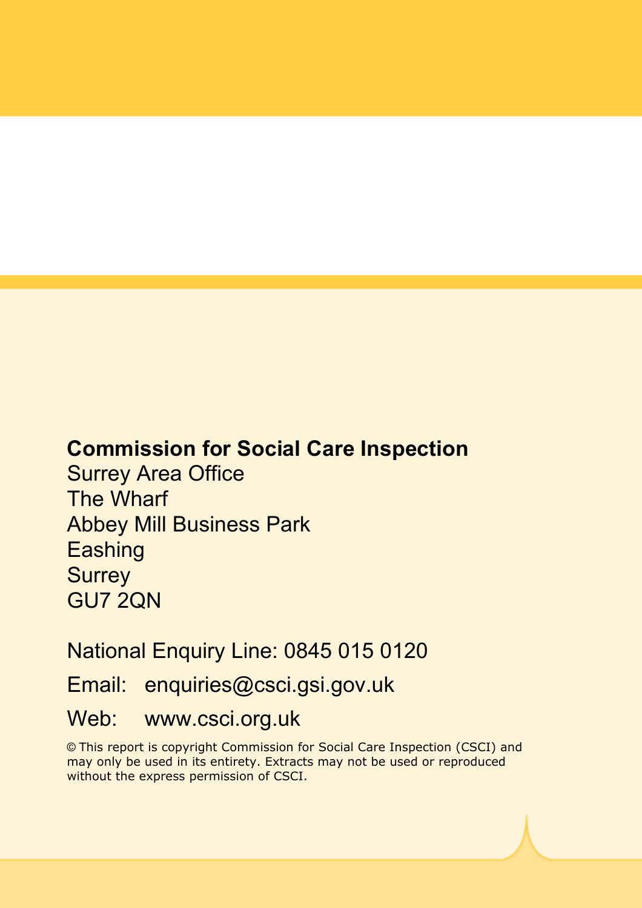**Commission for Social Care Inspection**
Surrey Area Office
The Wharf
Abbey Mill Business Park
Eashing
Surrey
GU7 2QN

National Enquiry Line: 0845 015 0120

Email: enquiries@csci.gsi.gov.uk

Web: www.csci.org.uk

© This report is copyright Commission for Social Care Inspection (CSCI) and may only be used in its entirety. Extracts may not be used or reproduced without the express permission of CSCI.